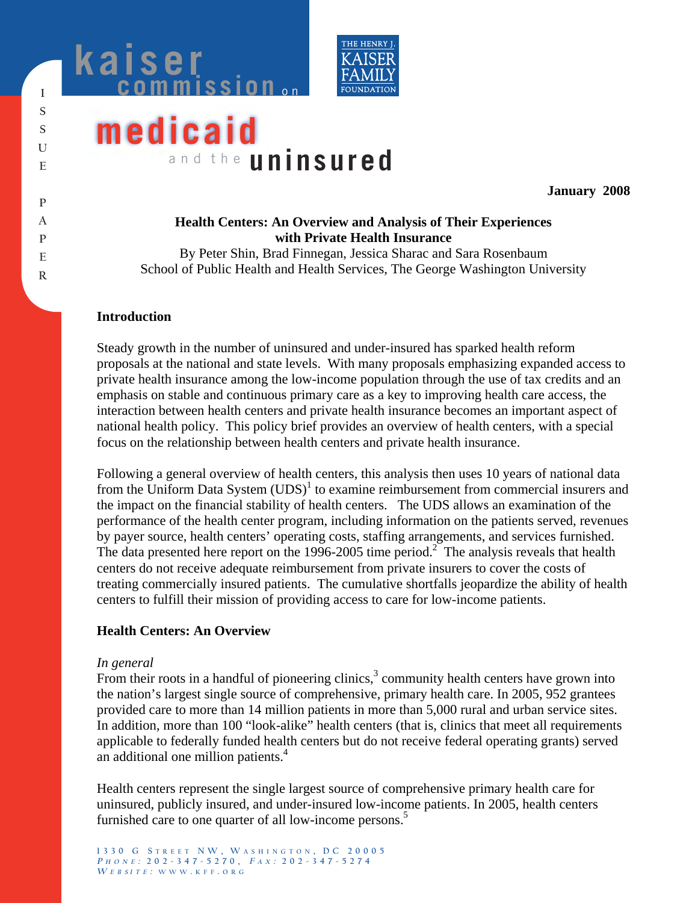kaiser commission on

medicaid and the uninsured

ISSUE PAPER

**January 2008**

**Health Centers: An Overview and Analysis of Their Experiences with Private Health Insurance**

By Peter Shin, Brad Finnegan, Jessica Sharac and Sara Rosenbaum
School of Public Health and Health Services, The George Washington University

## Introduction

Steady growth in the number of uninsured and under-insured has sparked health reform proposals at the national and state levels. With many proposals emphasizing expanded access to private health insurance among the low-income population through the use of tax credits and an emphasis on stable and continuous primary care as a key to improving health care access, the interaction between health centers and private health insurance becomes an important aspect of national health policy. This policy brief provides an overview of health centers, with a special focus on the relationship between health centers and private health insurance.

Following a general overview of health centers, this analysis then uses 10 years of national data from the Uniform Data System (UDS)[1] to examine reimbursement from commercial insurers and the impact on the financial stability of health centers. The UDS allows an examination of the performance of the health center program, including information on the patients served, revenues by payer source, health centers' operating costs, staffing arrangements, and services furnished. The data presented here report on the 1996-2005 time period.[2] The analysis reveals that health centers do not receive adequate reimbursement from private insurers to cover the costs of treating commercially insured patients. The cumulative shortfalls jeopardize the ability of health centers to fulfill their mission of providing access to care for low-income patients.

## Health Centers: An Overview

*In general*

From their roots in a handful of pioneering clinics,[3] community health centers have grown into the nation's largest single source of comprehensive, primary health care. In 2005, 952 grantees provided care to more than 14 million patients in more than 5,000 rural and urban service sites. In addition, more than 100 "look-alike" health centers (that is, clinics that meet all requirements applicable to federally funded health centers but do not receive federal operating grants) served an additional one million patients.[4]

Health centers represent the single largest source of comprehensive primary health care for uninsured, publicly insured, and under-insured low-income patients. In 2005, health centers furnished care to one quarter of all low-income persons.[5]

1330 G Street NW, Washington, DC 20005
Phone: 202-347-5270, Fax: 202-347-5274
Website: www.kff.org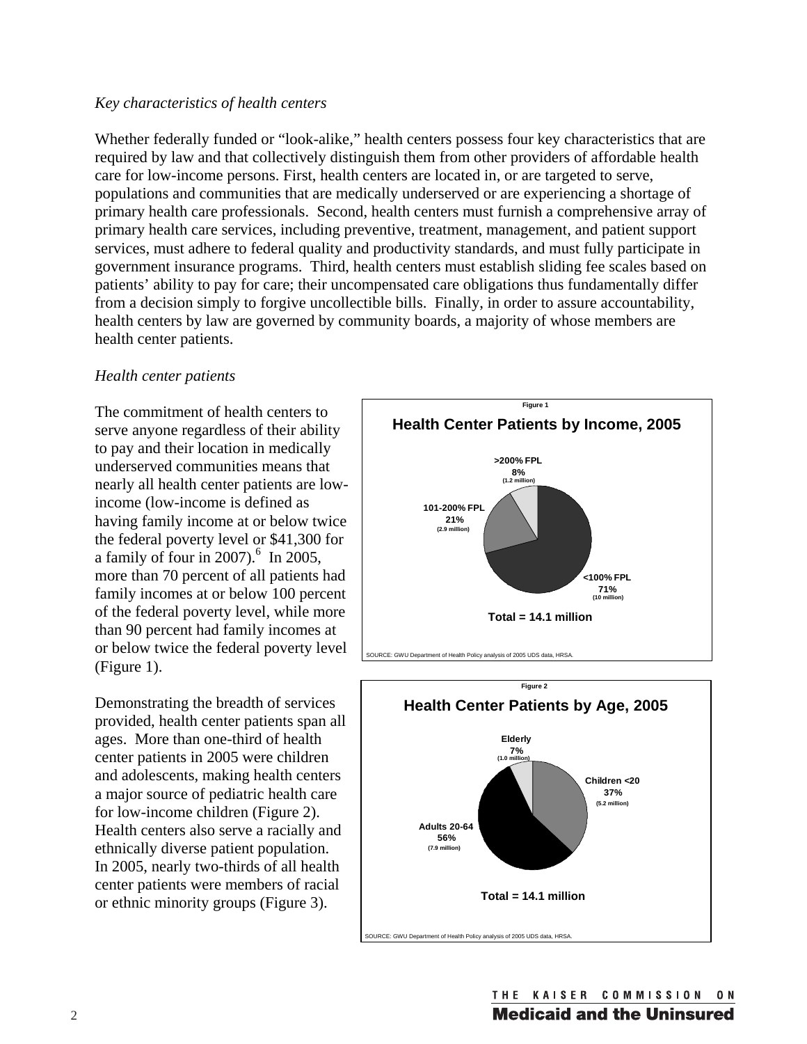*Key characteristics of health centers*

Whether federally funded or "look-alike," health centers possess four key characteristics that are required by law and that collectively distinguish them from other providers of affordable health care for low-income persons. First, health centers are located in, or are targeted to serve, populations and communities that are medically underserved or are experiencing a shortage of primary health care professionals. Second, health centers must furnish a comprehensive array of primary health care services, including preventive, treatment, management, and patient support services, must adhere to federal quality and productivity standards, and must fully participate in government insurance programs. Third, health centers must establish sliding fee scales based on patients' ability to pay for care; their uncompensated care obligations thus fundamentally differ from a decision simply to forgive uncollectible bills. Finally, in order to assure accountability, health centers by law are governed by community boards, a majority of whose members are health center patients.

*Health center patients*

The commitment of health centers to serve anyone regardless of their ability to pay and their location in medically underserved communities means that nearly all health center patients are low-income (low-income is defined as having family income at or below twice the federal poverty level or $41,300 for a family of four in 2007).[6] In 2005, more than 70 percent of all patients had family incomes at or below 100 percent of the federal poverty level, while more than 90 percent had family incomes at or below twice the federal poverty level (Figure 1).

Figure 1

**Health Center Patients by Income, 2005**

- <100% FPL: 71% (10 million)
- 101-200% FPL: 21% (2.9 million)
- >200% FPL: 8% (1.2 million)

Total = 14.1 million

SOURCE: GWU Department of Health Policy analysis of 2005 UDS data, HRSA.

Demonstrating the breadth of services provided, health center patients span all ages. More than one-third of health center patients in 2005 were children and adolescents, making health centers a major source of pediatric health care for low-income children (Figure 2). Health centers also serve a racially and ethnically diverse patient population. In 2005, nearly two-thirds of all health center patients were members of racial or ethnic minority groups (Figure 3).

Figure 2

**Health Center Patients by Age, 2005**

- Children <20: 37% (5.2 million)
- Adults 20-64: 56% (7.9 million)
- Elderly: 7% (1.0 million)

Total = 14.1 million

SOURCE: GWU Department of Health Policy analysis of 2005 UDS data, HRSA.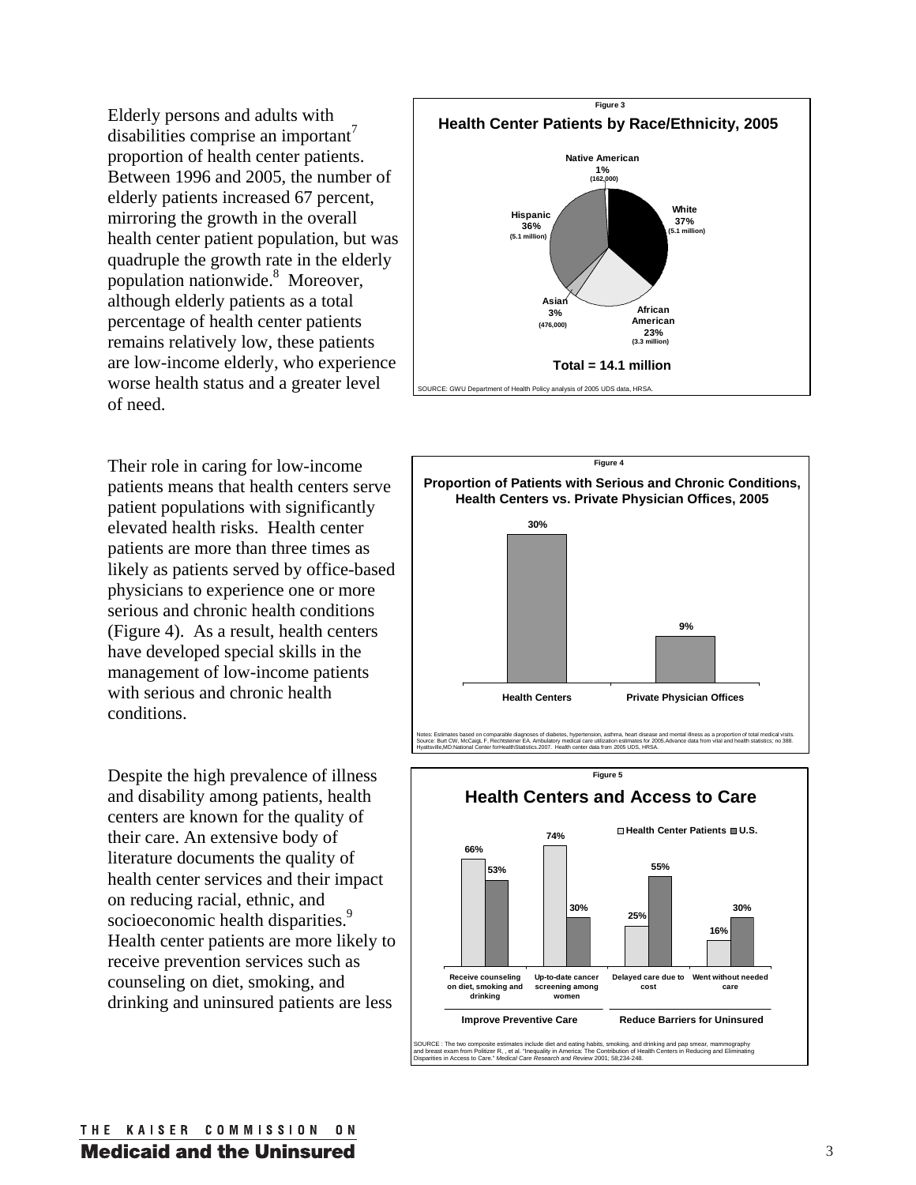Elderly persons and adults with disabilities comprise an important[7] proportion of health center patients. Between 1996 and 2005, the number of elderly patients increased 67 percent, mirroring the growth in the overall health center patient population, but was quadruple the growth rate in the elderly population nationwide.[8] Moreover, although elderly patients as a total percentage of health center patients remains relatively low, these patients are low-income elderly, who experience worse health status and a greater level of need.

Figure 3

**Health Center Patients by Race/Ethnicity, 2005**

| Race/Ethnicity | Percent | Number |
|---|---|---|
| White | 37% | 5.1 million |
| Hispanic | 36% | 5.1 million |
| African American | 23% | 3.3 million |
| Asian | 3% | 476,000 |
| Native American | 1% | 162,000 |

Total = 14.1 million

SOURCE: GWU Department of Health Policy analysis of 2005 UDS data, HRSA.

Their role in caring for low-income patients means that health centers serve patient populations with significantly elevated health risks. Health center patients are more than three times as likely as patients served by office-based physicians to experience one or more serious and chronic health conditions (Figure 4). As a result, health centers have developed special skills in the management of low-income patients with serious and chronic health conditions.

Figure 4

**Proportion of Patients with Serious and Chronic Conditions, Health Centers vs. Private Physician Offices, 2005**

| Health Centers | Private Physician Offices |
|---|---|
| 30% | 9% |

Notes: Estimates based on comparable diagnoses of diabetes, hypertension, asthma, heart disease and mental illness as a proportion of total medical visits. Source: Burt CW, McCaigL F, Rechtsteiner EA. Ambulatory medical care utilization estimates for 2005.Advance data from vital and health statistics; no 388. Hyattsville,MD:National Center forHealthStatistics.2007. Health center data from 2005 UDS, HRSA.

Despite the high prevalence of illness and disability among patients, health centers are known for the quality of their care. An extensive body of literature documents the quality of health center services and their impact on reducing racial, ethnic, and socioeconomic health disparities.[9] Health center patients are more likely to receive prevention services such as counseling on diet, smoking, and drinking and uninsured patients are less

Figure 5

**Health Centers and Access to Care**

| | | Health Center Patients | U.S. |
|---|---|---|---|
| Improve Preventive Care | Receive counseling on diet, smoking and drinking | 66% | 53% |
| | Up-to-date cancer screening among women | 74% | 30% |
| Reduce Barriers for Uninsured | Delayed care due to cost | 25% | 55% |
| | Went without needed care | 16% | 30% |

SOURCE : The two composite estimates include diet and eating habits, smoking, and drinking and pap smear, mammography and breast exam from Politzer R, , et al. "Inequality in America: The Contribution of Health Centers in Reducing and Eliminating Disparities in Access to Care." *Medical Care Research and Review* 2001; 58;234-248.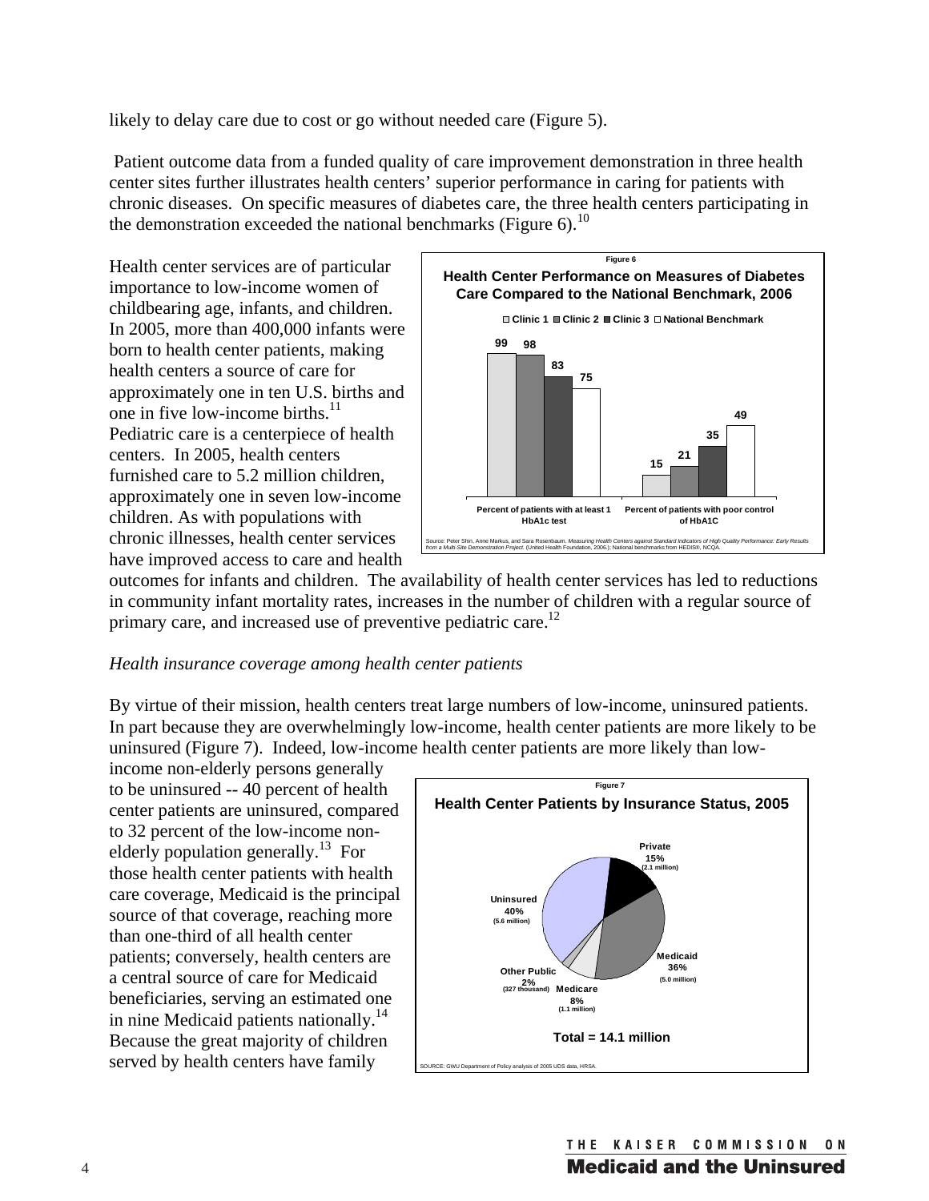likely to delay care due to cost or go without needed care (Figure 5).

Patient outcome data from a funded quality of care improvement demonstration in three health center sites further illustrates health centers' superior performance in caring for patients with chronic diseases. On specific measures of diabetes care, the three health centers participating in the demonstration exceeded the national benchmarks (Figure 6).[10]

Health center services are of particular importance to low-income women of childbearing age, infants, and children. In 2005, more than 400,000 infants were born to health center patients, making health centers a source of care for approximately one in ten U.S. births and one in five low-income births.[11] Pediatric care is a centerpiece of health centers. In 2005, health centers furnished care to 5.2 million children, approximately one in seven low-income children. As with populations with chronic illnesses, health center services have improved access to care and health outcomes for infants and children. The availability of health center services has led to reductions in community infant mortality rates, increases in the number of children with a regular source of primary care, and increased use of preventive pediatric care.[12]

Figure 6

**Health Center Performance on Measures of Diabetes Care Compared to the National Benchmark, 2006**

| | Clinic 1 | Clinic 2 | Clinic 3 | National Benchmark |
|---|---|---|---|---|
| Percent of patients with at least 1 HbA1c test | 99 | 98 | 83 | 75 |
| Percent of patients with poor control of HbA1C | 15 | 21 | 35 | 49 |

Source: Peter Shin, Anne Markus, and Sara Rosenbaum. *Measuring Health Centers against Standard Indicators of High Quality Performance: Early Results from a Multi-Site Demonstration Project.* (United Health Foundation, 2006.); National benchmarks from HEDIS®, NCQA.

*Health insurance coverage among health center patients*

By virtue of their mission, health centers treat large numbers of low-income, uninsured patients. In part because they are overwhelmingly low-income, health center patients are more likely to be uninsured (Figure 7). Indeed, low-income health center patients are more likely than low-income non-elderly persons generally to be uninsured -- 40 percent of health center patients are uninsured, compared to 32 percent of the low-income non-elderly population generally.[13] For those health center patients with health care coverage, Medicaid is the principal source of that coverage, reaching more than one-third of all health center patients; conversely, health centers are a central source of care for Medicaid beneficiaries, serving an estimated one in nine Medicaid patients nationally.[14] Because the great majority of children served by health centers have family

Figure 7

**Health Center Patients by Insurance Status, 2005**

| Insurance Status | Percent | Patients |
|---|---|---|
| Uninsured | 40% | (5.6 million) |
| Private | 15% | (2.1 million) |
| Medicaid | 36% | (5.0 million) |
| Medicare | 8% | (1.1 million) |
| Other Public | 2% | (327 thousand) |

Total = 14.1 million

SOURCE: GWU Department of Policy analysis of 2005 UDS data, HRSA.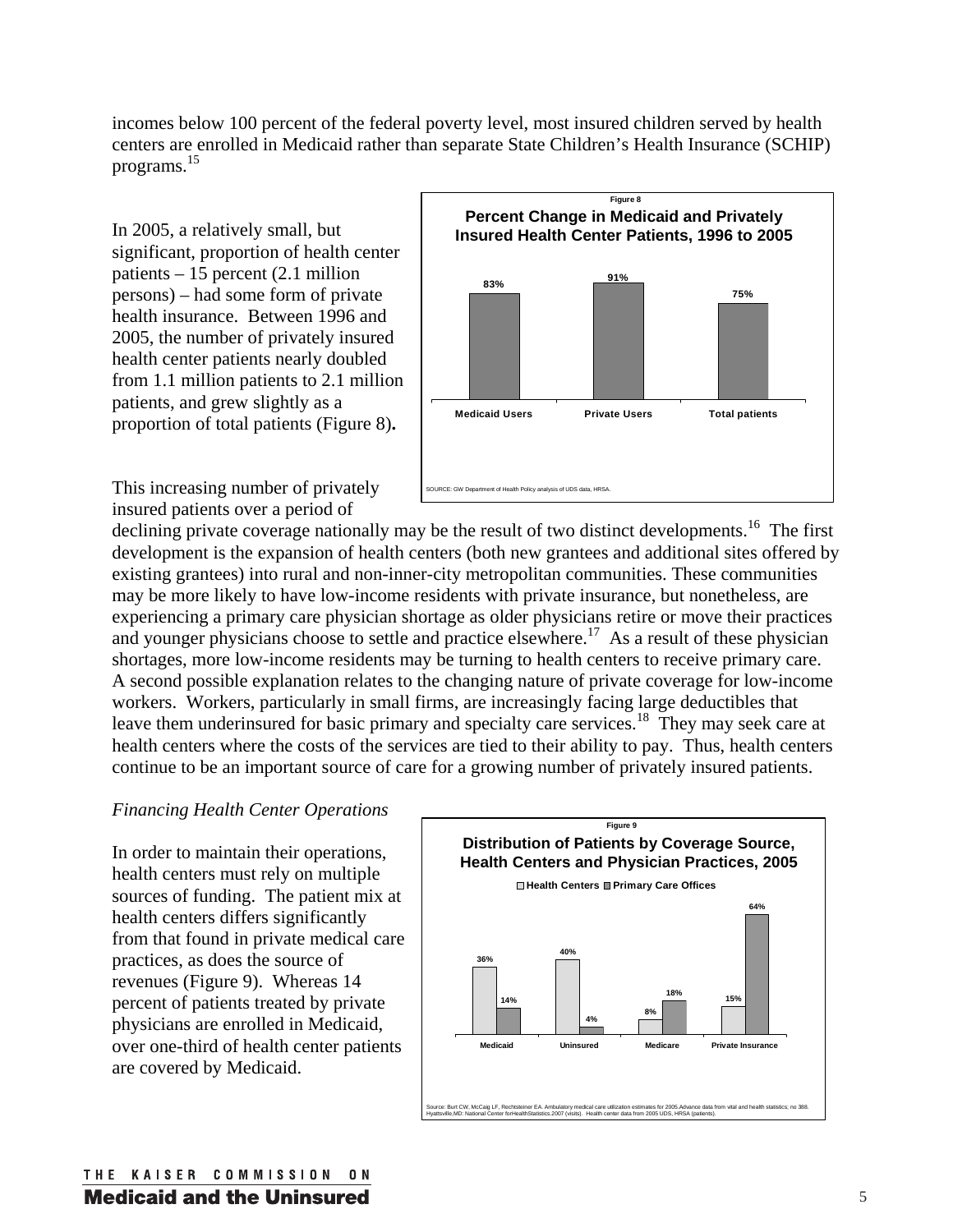incomes below 100 percent of the federal poverty level, most insured children served by health centers are enrolled in Medicaid rather than separate State Children's Health Insurance (SCHIP) programs.[15]

In 2005, a relatively small, but significant, proportion of health center patients – 15 percent (2.1 million persons) – had some form of private health insurance. Between 1996 and 2005, the number of privately insured health center patients nearly doubled from 1.1 million patients to 2.1 million patients, and grew slightly as a proportion of total patients (Figure 8).

Figure 8

**Percent Change in Medicaid and Privately Insured Health Center Patients, 1996 to 2005**

| Medicaid Users | Private Users | Total patients |
|---|---|---|
| 83% | 91% | 75% |

SOURCE: GW Department of Health Policy analysis of UDS data, HRSA.

This increasing number of privately insured patients over a period of declining private coverage nationally may be the result of two distinct developments.[16] The first development is the expansion of health centers (both new grantees and additional sites offered by existing grantees) into rural and non-inner-city metropolitan communities. These communities may be more likely to have low-income residents with private insurance, but nonetheless, are experiencing a primary care physician shortage as older physicians retire or move their practices and younger physicians choose to settle and practice elsewhere.[17] As a result of these physician shortages, more low-income residents may be turning to health centers to receive primary care. A second possible explanation relates to the changing nature of private coverage for low-income workers. Workers, particularly in small firms, are increasingly facing large deductibles that leave them underinsured for basic primary and specialty care services.[18] They may seek care at health centers where the costs of the services are tied to their ability to pay. Thus, health centers continue to be an important source of care for a growing number of privately insured patients.

*Financing Health Center Operations*

In order to maintain their operations, health centers must rely on multiple sources of funding. The patient mix at health centers differs significantly from that found in private medical care practices, as does the source of revenues (Figure 9). Whereas 14 percent of patients treated by private physicians are enrolled in Medicaid, over one-third of health center patients are covered by Medicaid.

Figure 9

**Distribution of Patients by Coverage Source, Health Centers and Physician Practices, 2005**

| | Medicaid | Uninsured | Medicare | Private Insurance |
|---|---|---|---|---|
| Health Centers | 36% | 40% | 8% | 15% |
| Primary Care Offices | 14% | 4% | 18% | 64% |

Source: Burt CW, McCaig LF, Rechtsteiner EA. Ambulatory medical care utilization estimates for 2005.Advance data from vital and health statistics; no 388. Hyattsville,MD: National Center forHealthStatistics.2007 (visits). Health center data from 2005 UDS, HRSA (patients).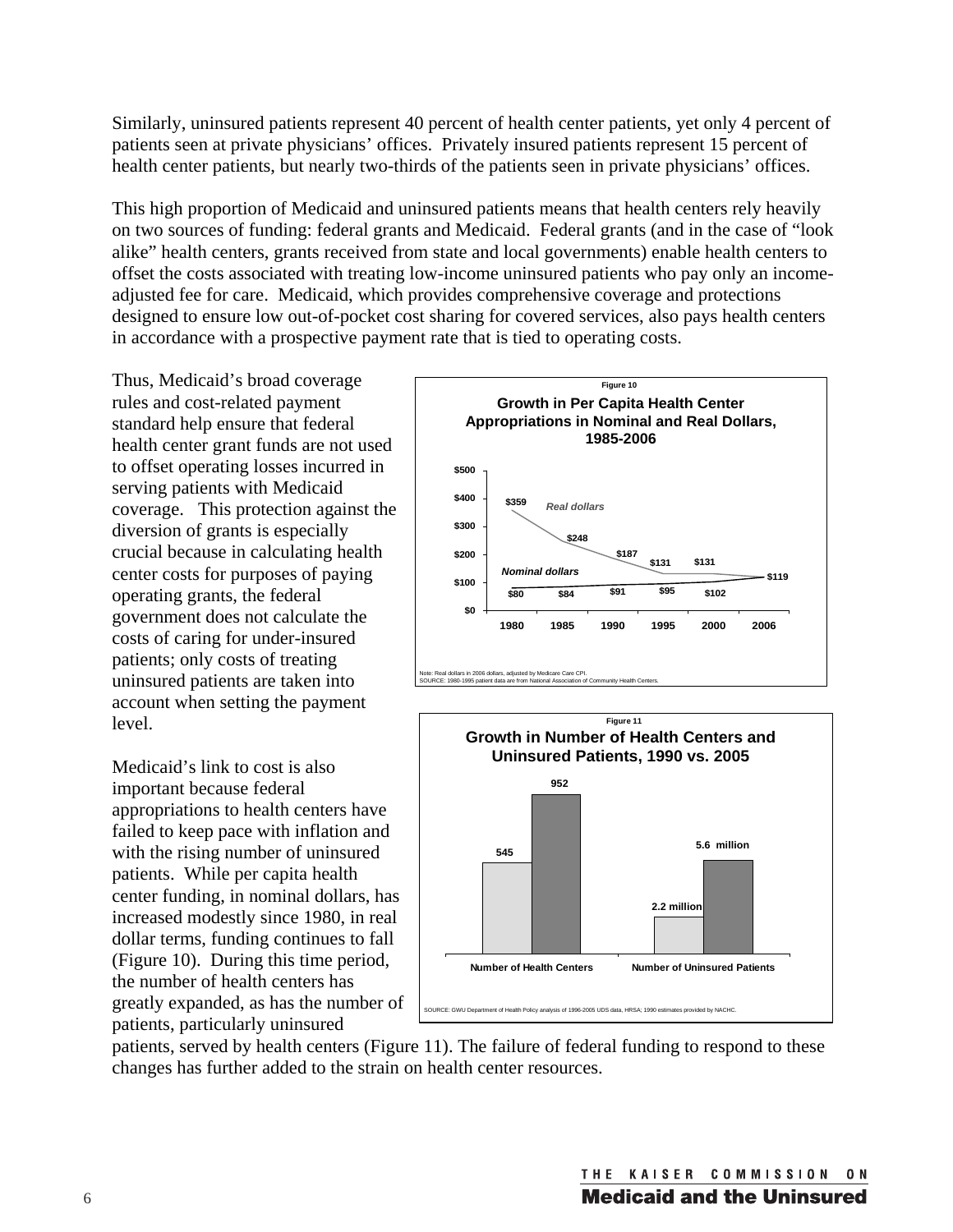Similarly, uninsured patients represent 40 percent of health center patients, yet only 4 percent of patients seen at private physicians' offices. Privately insured patients represent 15 percent of health center patients, but nearly two-thirds of the patients seen in private physicians' offices.

This high proportion of Medicaid and uninsured patients means that health centers rely heavily on two sources of funding: federal grants and Medicaid. Federal grants (and in the case of "look alike" health centers, grants received from state and local governments) enable health centers to offset the costs associated with treating low-income uninsured patients who pay only an income-adjusted fee for care. Medicaid, which provides comprehensive coverage and protections designed to ensure low out-of-pocket cost sharing for covered services, also pays health centers in accordance with a prospective payment rate that is tied to operating costs.

Thus, Medicaid's broad coverage rules and cost-related payment standard help ensure that federal health center grant funds are not used to offset operating losses incurred in serving patients with Medicaid coverage. This protection against the diversion of grants is especially crucial because in calculating health center costs for purposes of paying operating grants, the federal government does not calculate the costs of caring for under-insured patients; only costs of treating uninsured patients are taken into account when setting the payment level.

**Figure 10**

**Growth in Per Capita Health Center Appropriations in Nominal and Real Dollars, 1985-2006**

| Year | Real dollars | Nominal dollars |
|---|---|---|
| 1980 | $359 | $80 |
| 1985 | $248 | $84 |
| 1990 | $187 | $91 |
| 1995 | $131 | $95 |
| 2000 | $131 | $102 |
| 2006 | $119 | $119 |

Note: Real dollars in 2006 dollars, adjusted by Medicare Care CPI.
SOURCE: 1980-1995 patient data are from National Association of Community Health Centers.

**Figure 11**

**Growth in Number of Health Centers and Uninsured Patients, 1990 vs. 2005**

| | 1990 | 2005 |
|---|---|---|
| Number of Health Centers | 545 | 952 |
| Number of Uninsured Patients | 2.2 million | 5.6 million |

SOURCE: GWU Department of Health Policy analysis of 1996-2005 UDS data, HRSA; 1990 estimates provided by NACHC.

Medicaid's link to cost is also important because federal appropriations to health centers have failed to keep pace with inflation and with the rising number of uninsured patients. While per capita health center funding, in nominal dollars, has increased modestly since 1980, in real dollar terms, funding continues to fall (Figure 10). During this time period, the number of health centers has greatly expanded, as has the number of patients, particularly uninsured patients, served by health centers (Figure 11). The failure of federal funding to respond to these changes has further added to the strain on health center resources.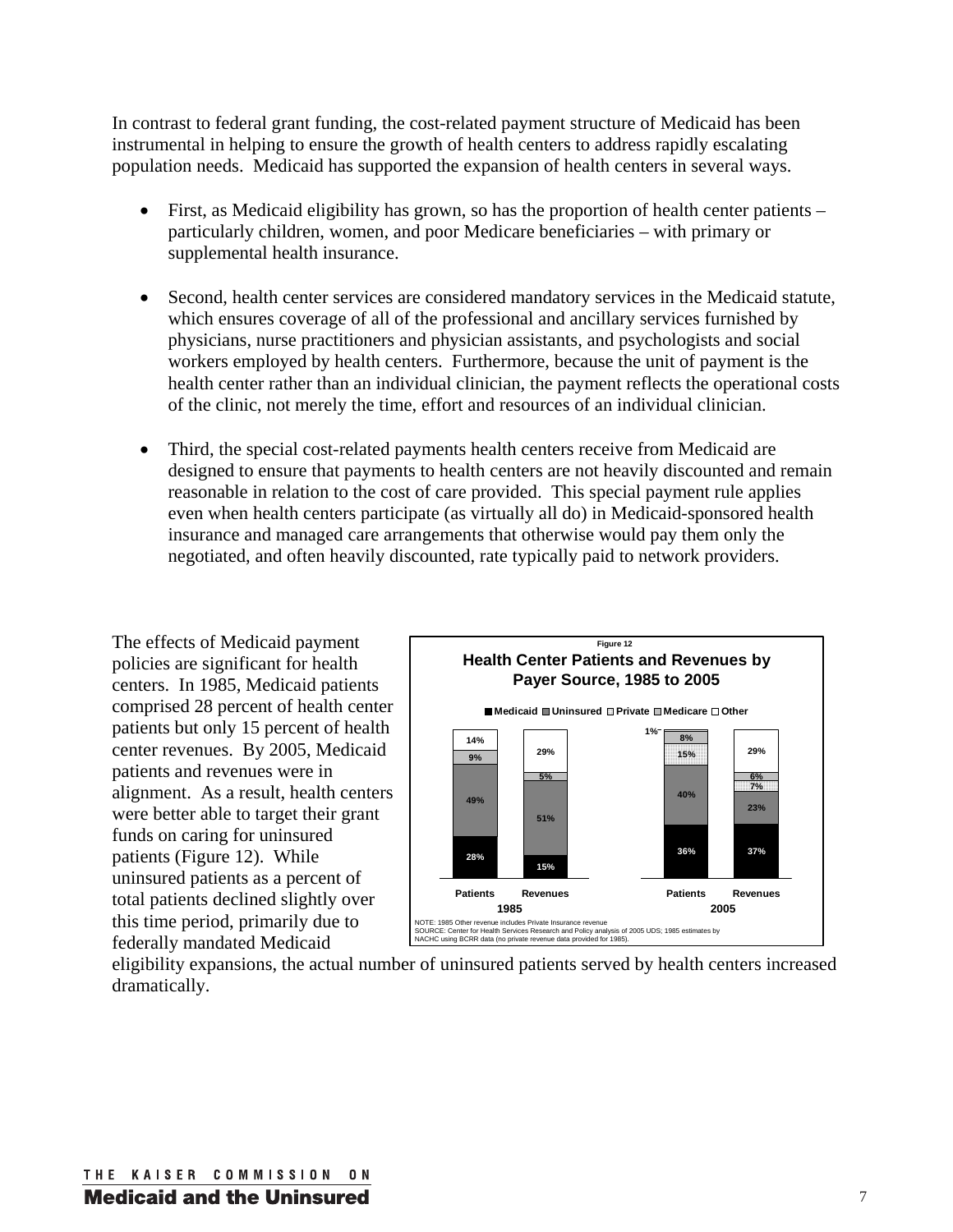In contrast to federal grant funding, the cost-related payment structure of Medicaid has been instrumental in helping to ensure the growth of health centers to address rapidly escalating population needs. Medicaid has supported the expansion of health centers in several ways.

- First, as Medicaid eligibility has grown, so has the proportion of health center patients – particularly children, women, and poor Medicare beneficiaries – with primary or supplemental health insurance.

- Second, health center services are considered mandatory services in the Medicaid statute, which ensures coverage of all of the professional and ancillary services furnished by physicians, nurse practitioners and physician assistants, and psychologists and social workers employed by health centers. Furthermore, because the unit of payment is the health center rather than an individual clinician, the payment reflects the operational costs of the clinic, not merely the time, effort and resources of an individual clinician.

- Third, the special cost-related payments health centers receive from Medicaid are designed to ensure that payments to health centers are not heavily discounted and remain reasonable in relation to the cost of care provided. This special payment rule applies even when health centers participate (as virtually all do) in Medicaid-sponsored health insurance and managed care arrangements that otherwise would pay them only the negotiated, and often heavily discounted, rate typically paid to network providers.

The effects of Medicaid payment policies are significant for health centers. In 1985, Medicaid patients comprised 28 percent of health center patients but only 15 percent of health center revenues. By 2005, Medicaid patients and revenues were in alignment. As a result, health centers were better able to target their grant funds on caring for uninsured patients (Figure 12). While uninsured patients as a percent of total patients declined slightly over this time period, primarily due to federally mandated Medicaid eligibility expansions, the actual number of uninsured patients served by health centers increased dramatically.

**Figure 12**

**Health Center Patients and Revenues by Payer Source, 1985 to 2005**

| | 1985 Patients | 1985 Revenues | 2005 Patients | 2005 Revenues |
|---|---|---|---|---|
| Medicaid | 28% | 15% | 36% | 37% |
| Uninsured | 49% | 51% | 40% | 23% |
| Private | | | 15% | 7% |
| Medicare | 9% | 5% | 8% | 6% |
| Other | 14% | 29% | 1% | 29% |

NOTE: 1985 Other revenue includes Private Insurance revenue
SOURCE: Center for Health Services Research and Policy analysis of 2005 UDS; 1985 estimates by NACHC using BCRR data (no private revenue data provided for 1985).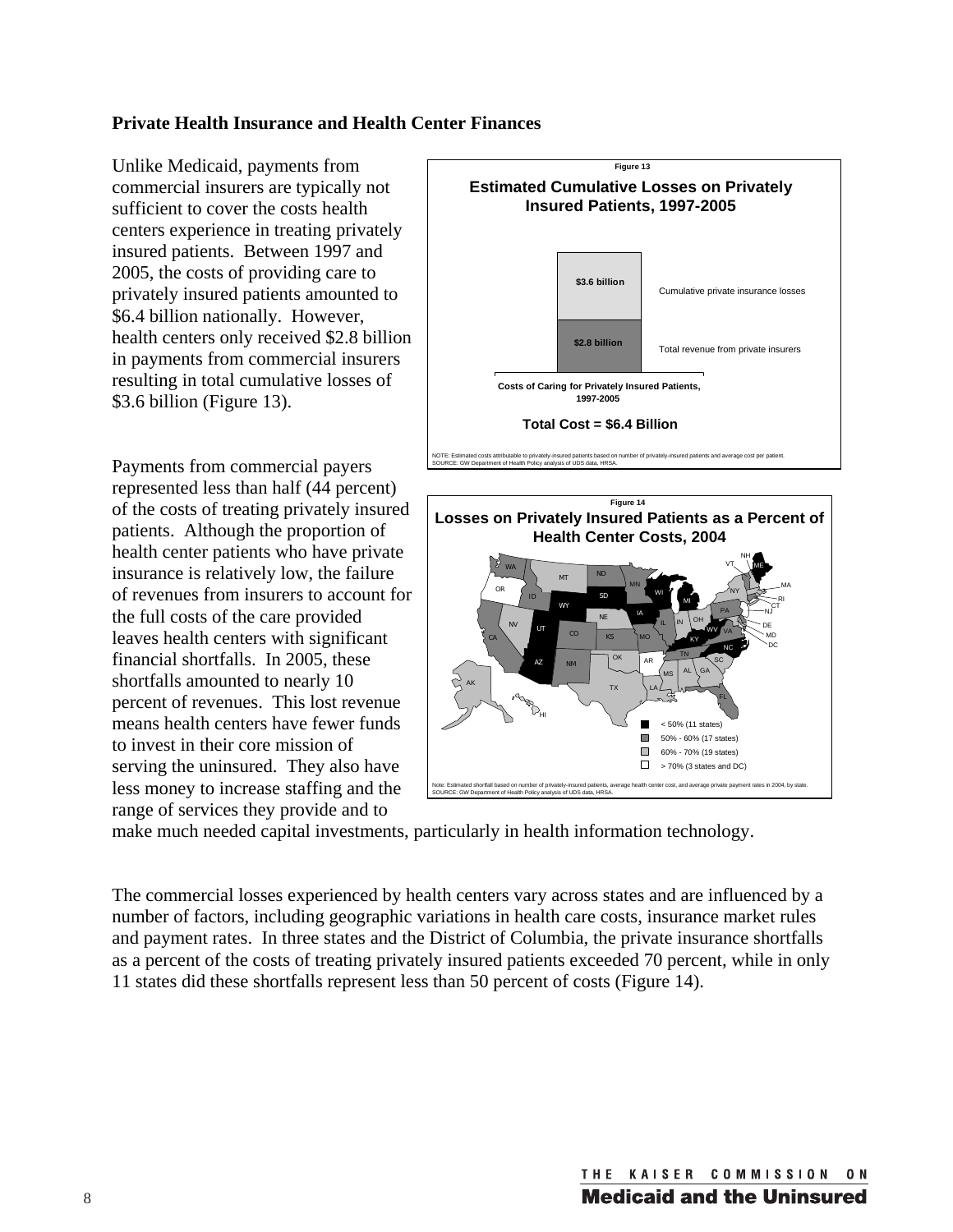**Private Health Insurance and Health Center Finances**

Unlike Medicaid, payments from commercial insurers are typically not sufficient to cover the costs health centers experience in treating privately insured patients. Between 1997 and 2005, the costs of providing care to privately insured patients amounted to $6.4 billion nationally. However, health centers only received $2.8 billion in payments from commercial insurers resulting in total cumulative losses of $3.6 billion (Figure 13).

Figure 13

**Estimated Cumulative Losses on Privately Insured Patients, 1997-2005**

| Costs of Caring for Privately Insured Patients, 1997-2005 | |
|---|---|
| $3.6 billion | Cumulative private insurance losses |
| $2.8 billion | Total revenue from private insurers |

**Total Cost = $6.4 Billion**

NOTE: Estimated costs attributable to privately-insured patients based on number of privately-insured patients and average cost per patient.
SOURCE: GW Department of Health Policy analysis of UDS data, HRSA.

Payments from commercial payers represented less than half (44 percent) of the costs of treating privately insured patients. Although the proportion of health center patients who have private insurance is relatively low, the failure of revenues from insurers to account for the full costs of the care provided leaves health centers with significant financial shortfalls. In 2005, these shortfalls amounted to nearly 10 percent of revenues. This lost revenue means health centers have fewer funds to invest in their core mission of serving the uninsured. They also have less money to increase staffing and the range of services they provide and to make much needed capital investments, particularly in health information technology.

Figure 14

**Losses on Privately Insured Patients as a Percent of Health Center Costs, 2004**

- < 50% (11 states)
- 50% - 60% (17 states)
- 60% - 70% (19 states)
- > 70% (3 states and DC)

Note: Estimated shortfall based on number of privately-insured patients, average health center cost, and average private payment rates in 2004, by state.
SOURCE: GW Department of Health Policy analysis of UDS data, HRSA.

The commercial losses experienced by health centers vary across states and are influenced by a number of factors, including geographic variations in health care costs, insurance market rules and payment rates. In three states and the District of Columbia, the private insurance shortfalls as a percent of the costs of treating privately insured patients exceeded 70 percent, while in only 11 states did these shortfalls represent less than 50 percent of costs (Figure 14).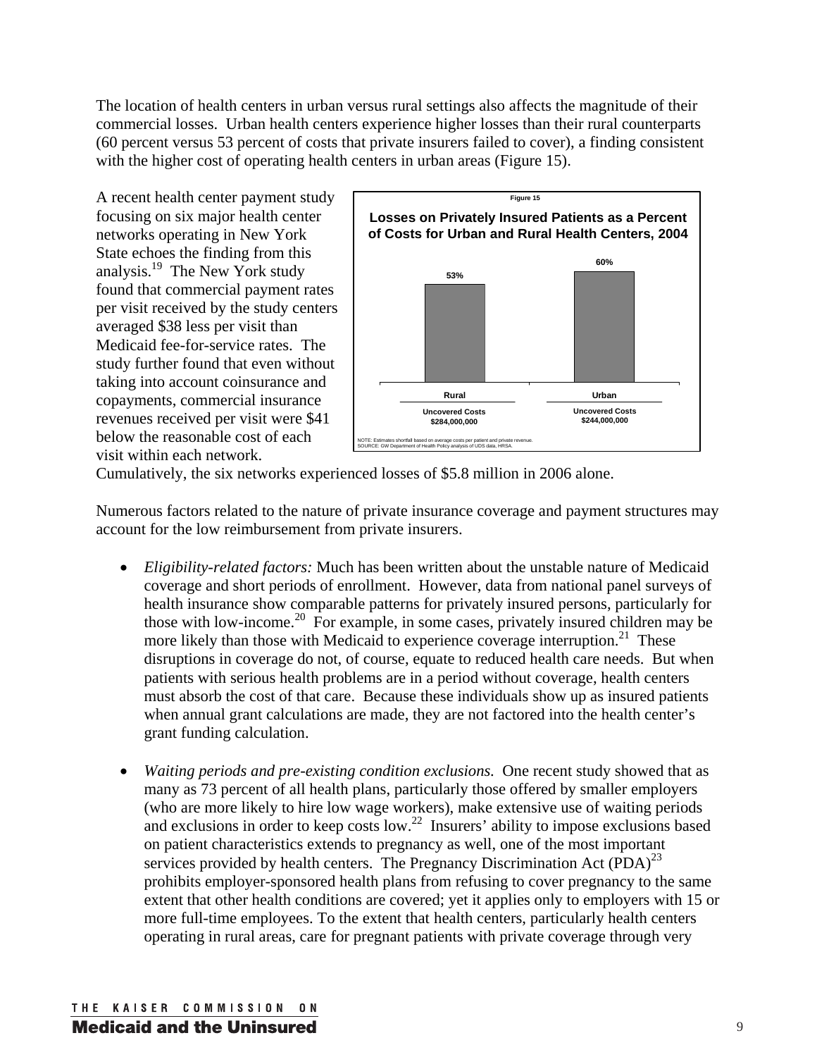The location of health centers in urban versus rural settings also affects the magnitude of their commercial losses. Urban health centers experience higher losses than their rural counterparts (60 percent versus 53 percent of costs that private insurers failed to cover), a finding consistent with the higher cost of operating health centers in urban areas (Figure 15).

A recent health center payment study focusing on six major health center networks operating in New York State echoes the finding from this analysis.[19] The New York study found that commercial payment rates per visit received by the study centers averaged $38 less per visit than Medicaid fee-for-service rates. The study further found that even without taking into account coinsurance and copayments, commercial insurance revenues received per visit were $41 below the reasonable cost of each visit within each network. Cumulatively, the six networks experienced losses of $5.8 million in 2006 alone.

Figure 15

**Losses on Privately Insured Patients as a Percent of Costs for Urban and Rural Health Centers, 2004**

| | Rural | Urban |
|---|---|---|
| Losses (% of costs) | 53% | 60% |
| Uncovered Costs | $284,000,000 | $244,000,000 |

NOTE: Estimates shortfall based on average costs per patient and private revenue.
SOURCE: GW Department of Health Policy analysis of UDS data, HRSA.

Numerous factors related to the nature of private insurance coverage and payment structures may account for the low reimbursement from private insurers.

- *Eligibility-related factors:* Much has been written about the unstable nature of Medicaid coverage and short periods of enrollment. However, data from national panel surveys of health insurance show comparable patterns for privately insured persons, particularly for those with low-income.[20] For example, in some cases, privately insured children may be more likely than those with Medicaid to experience coverage interruption.[21] These disruptions in coverage do not, of course, equate to reduced health care needs. But when patients with serious health problems are in a period without coverage, health centers must absorb the cost of that care. Because these individuals show up as insured patients when annual grant calculations are made, they are not factored into the health center's grant funding calculation.

- *Waiting periods and pre-existing condition exclusions.* One recent study showed that as many as 73 percent of all health plans, particularly those offered by smaller employers (who are more likely to hire low wage workers), make extensive use of waiting periods and exclusions in order to keep costs low.[22] Insurers' ability to impose exclusions based on patient characteristics extends to pregnancy as well, one of the most important services provided by health centers. The Pregnancy Discrimination Act (PDA)[23] prohibits employer-sponsored health plans from refusing to cover pregnancy to the same extent that other health conditions are covered; yet it applies only to employers with 15 or more full-time employees. To the extent that health centers, particularly health centers operating in rural areas, care for pregnant patients with private coverage through very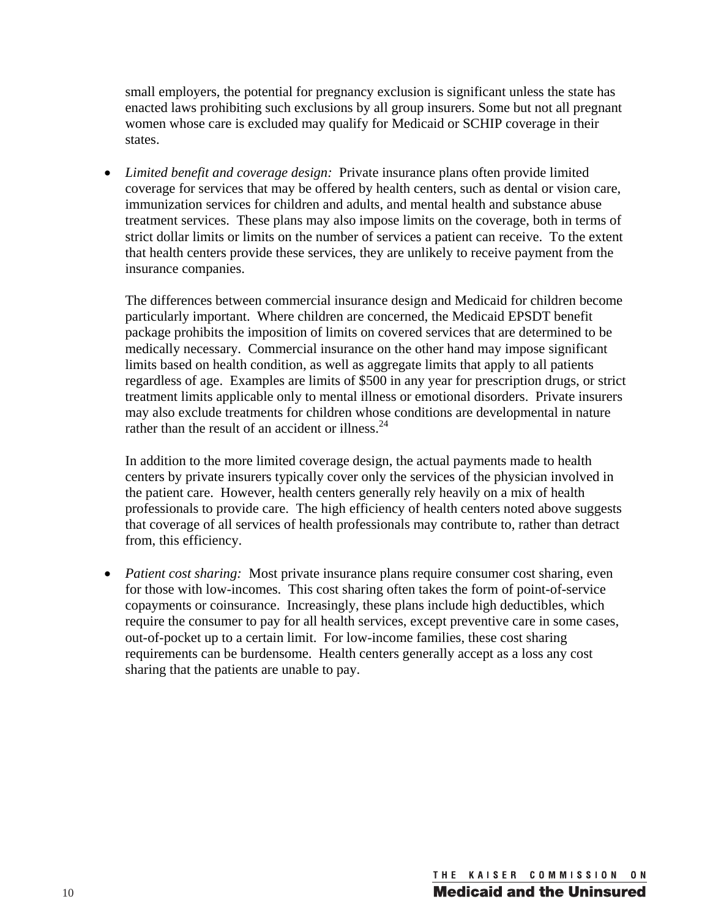small employers, the potential for pregnancy exclusion is significant unless the state has enacted laws prohibiting such exclusions by all group insurers. Some but not all pregnant women whose care is excluded may qualify for Medicaid or SCHIP coverage in their states.

- *Limited benefit and coverage design:* Private insurance plans often provide limited coverage for services that may be offered by health centers, such as dental or vision care, immunization services for children and adults, and mental health and substance abuse treatment services. These plans may also impose limits on the coverage, both in terms of strict dollar limits or limits on the number of services a patient can receive. To the extent that health centers provide these services, they are unlikely to receive payment from the insurance companies.

  The differences between commercial insurance design and Medicaid for children become particularly important. Where children are concerned, the Medicaid EPSDT benefit package prohibits the imposition of limits on covered services that are determined to be medically necessary. Commercial insurance on the other hand may impose significant limits based on health condition, as well as aggregate limits that apply to all patients regardless of age. Examples are limits of $500 in any year for prescription drugs, or strict treatment limits applicable only to mental illness or emotional disorders. Private insurers may also exclude treatments for children whose conditions are developmental in nature rather than the result of an accident or illness.[24]

  In addition to the more limited coverage design, the actual payments made to health centers by private insurers typically cover only the services of the physician involved in the patient care. However, health centers generally rely heavily on a mix of health professionals to provide care. The high efficiency of health centers noted above suggests that coverage of all services of health professionals may contribute to, rather than detract from, this efficiency.

- *Patient cost sharing:* Most private insurance plans require consumer cost sharing, even for those with low-incomes. This cost sharing often takes the form of point-of-service copayments or coinsurance. Increasingly, these plans include high deductibles, which require the consumer to pay for all health services, except preventive care in some cases, out-of-pocket up to a certain limit. For low-income families, these cost sharing requirements can be burdensome. Health centers generally accept as a loss any cost sharing that the patients are unable to pay.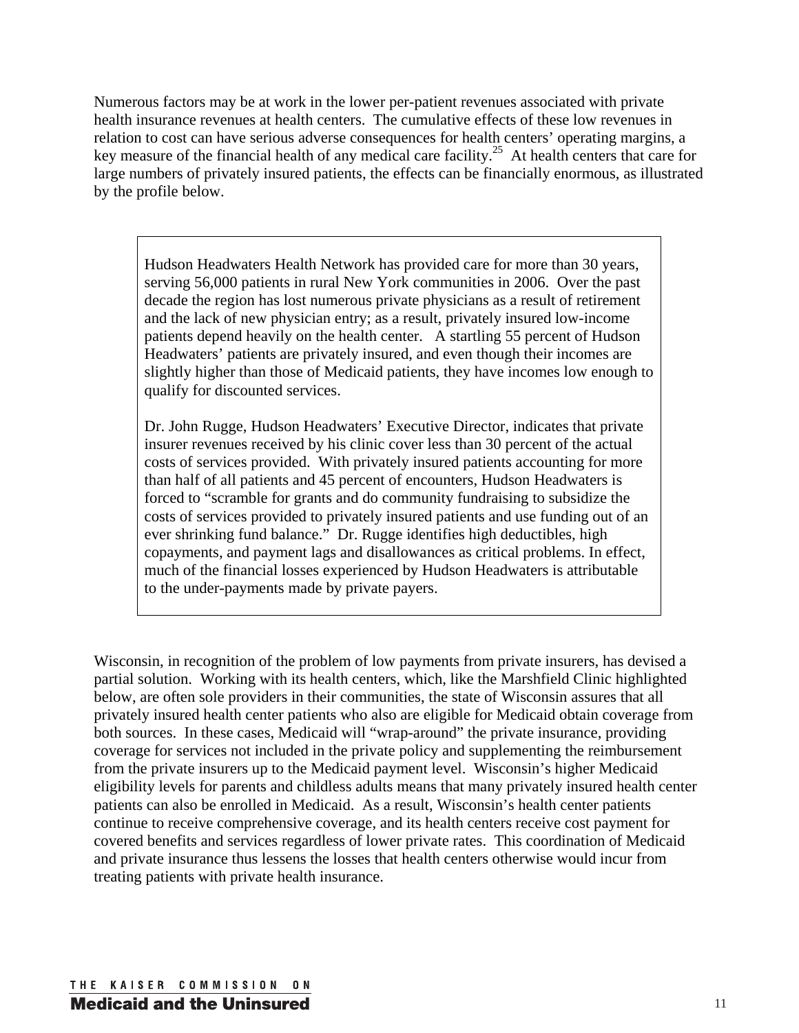Numerous factors may be at work in the lower per-patient revenues associated with private health insurance revenues at health centers. The cumulative effects of these low revenues in relation to cost can have serious adverse consequences for health centers' operating margins, a key measure of the financial health of any medical care facility.[25] At health centers that care for large numbers of privately insured patients, the effects can be financially enormous, as illustrated by the profile below.

> Hudson Headwaters Health Network has provided care for more than 30 years, serving 56,000 patients in rural New York communities in 2006. Over the past decade the region has lost numerous private physicians as a result of retirement and the lack of new physician entry; as a result, privately insured low-income patients depend heavily on the health center. A startling 55 percent of Hudson Headwaters' patients are privately insured, and even though their incomes are slightly higher than those of Medicaid patients, they have incomes low enough to qualify for discounted services.
>
> Dr. John Rugge, Hudson Headwaters' Executive Director, indicates that private insurer revenues received by his clinic cover less than 30 percent of the actual costs of services provided. With privately insured patients accounting for more than half of all patients and 45 percent of encounters, Hudson Headwaters is forced to "scramble for grants and do community fundraising to subsidize the costs of services provided to privately insured patients and use funding out of an ever shrinking fund balance." Dr. Rugge identifies high deductibles, high copayments, and payment lags and disallowances as critical problems. In effect, much of the financial losses experienced by Hudson Headwaters is attributable to the under-payments made by private payers.

Wisconsin, in recognition of the problem of low payments from private insurers, has devised a partial solution. Working with its health centers, which, like the Marshfield Clinic highlighted below, are often sole providers in their communities, the state of Wisconsin assures that all privately insured health center patients who also are eligible for Medicaid obtain coverage from both sources. In these cases, Medicaid will "wrap-around" the private insurance, providing coverage for services not included in the private policy and supplementing the reimbursement from the private insurers up to the Medicaid payment level. Wisconsin's higher Medicaid eligibility levels for parents and childless adults means that many privately insured health center patients can also be enrolled in Medicaid. As a result, Wisconsin's health center patients continue to receive comprehensive coverage, and its health centers receive cost payment for covered benefits and services regardless of lower private rates. This coordination of Medicaid and private insurance thus lessens the losses that health centers otherwise would incur from treating patients with private health insurance.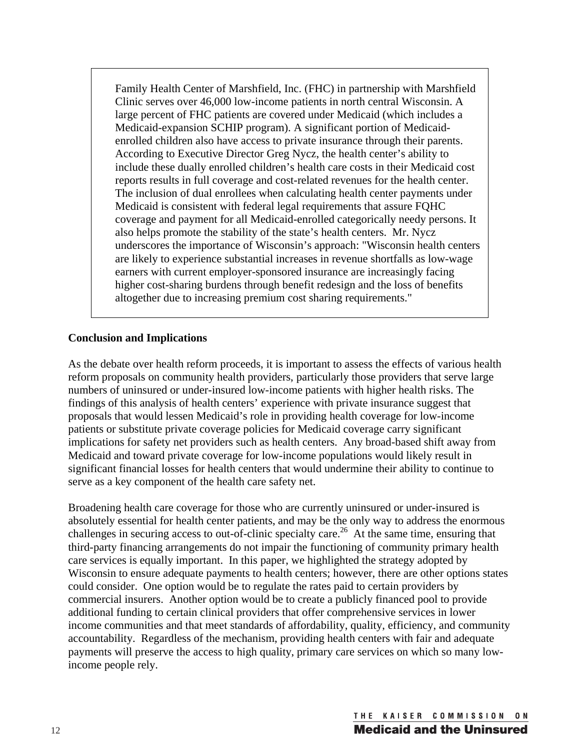> Family Health Center of Marshfield, Inc. (FHC) in partnership with Marshfield Clinic serves over 46,000 low-income patients in north central Wisconsin. A large percent of FHC patients are covered under Medicaid (which includes a Medicaid-expansion SCHIP program). A significant portion of Medicaid-enrolled children also have access to private insurance through their parents. According to Executive Director Greg Nycz, the health center's ability to include these dually enrolled children's health care costs in their Medicaid cost reports results in full coverage and cost-related revenues for the health center. The inclusion of dual enrollees when calculating health center payments under Medicaid is consistent with federal legal requirements that assure FQHC coverage and payment for all Medicaid-enrolled categorically needy persons. It also helps promote the stability of the state's health centers. Mr. Nycz underscores the importance of Wisconsin's approach: "Wisconsin health centers are likely to experience substantial increases in revenue shortfalls as low-wage earners with current employer-sponsored insurance are increasingly facing higher cost-sharing burdens through benefit redesign and the loss of benefits altogether due to increasing premium cost sharing requirements."

## Conclusion and Implications

As the debate over health reform proceeds, it is important to assess the effects of various health reform proposals on community health providers, particularly those providers that serve large numbers of uninsured or under-insured low-income patients with higher health risks. The findings of this analysis of health centers' experience with private insurance suggest that proposals that would lessen Medicaid's role in providing health coverage for low-income patients or substitute private coverage policies for Medicaid coverage carry significant implications for safety net providers such as health centers. Any broad-based shift away from Medicaid and toward private coverage for low-income populations would likely result in significant financial losses for health centers that would undermine their ability to continue to serve as a key component of the health care safety net.

Broadening health care coverage for those who are currently uninsured or under-insured is absolutely essential for health center patients, and may be the only way to address the enormous challenges in securing access to out-of-clinic specialty care.[26] At the same time, ensuring that third-party financing arrangements do not impair the functioning of community primary health care services is equally important. In this paper, we highlighted the strategy adopted by Wisconsin to ensure adequate payments to health centers; however, there are other options states could consider. One option would be to regulate the rates paid to certain providers by commercial insurers. Another option would be to create a publicly financed pool to provide additional funding to certain clinical providers that offer comprehensive services in lower income communities and that meet standards of affordability, quality, efficiency, and community accountability. Regardless of the mechanism, providing health centers with fair and adequate payments will preserve the access to high quality, primary care services on which so many low-income people rely.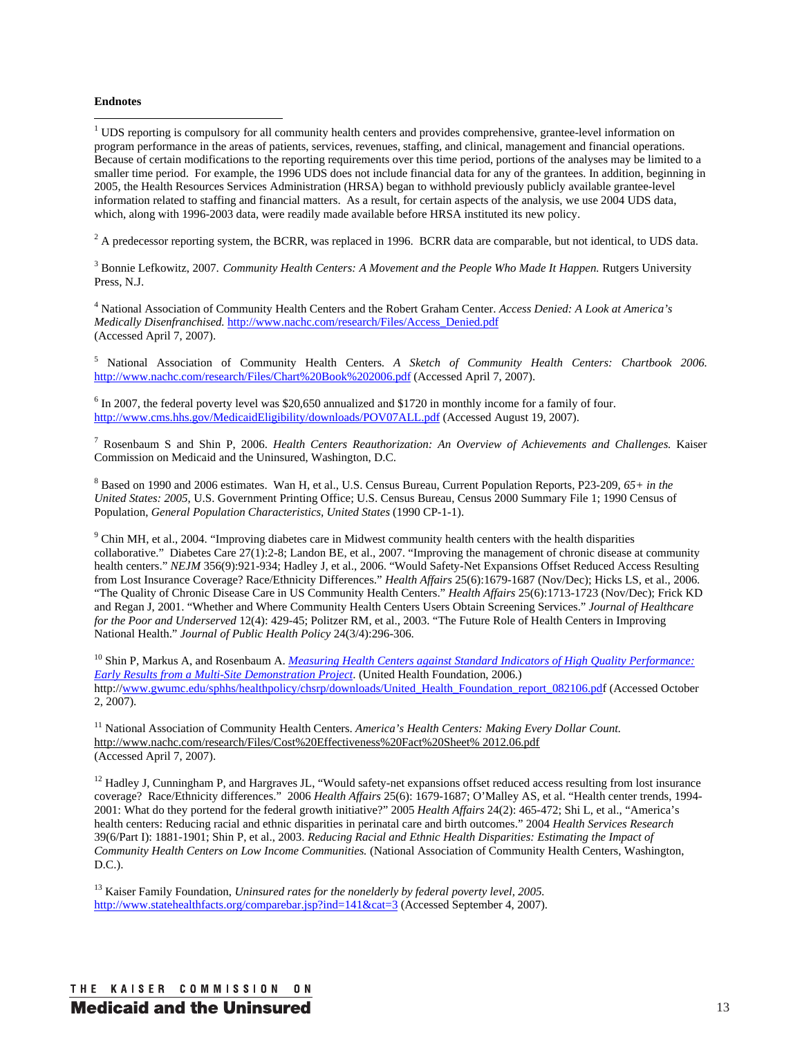**Endnotes**

[1] UDS reporting is compulsory for all community health centers and provides comprehensive, grantee-level information on program performance in the areas of patients, services, revenues, staffing, and clinical, management and financial operations. Because of certain modifications to the reporting requirements over this time period, portions of the analyses may be limited to a smaller time period. For example, the 1996 UDS does not include financial data for any of the grantees. In addition, beginning in 2005, the Health Resources Services Administration (HRSA) began to withhold previously publicly available grantee-level information related to staffing and financial matters. As a result, for certain aspects of the analysis, we use 2004 UDS data, which, along with 1996-2003 data, were readily made available before HRSA instituted its new policy.

[2] A predecessor reporting system, the BCRR, was replaced in 1996. BCRR data are comparable, but not identical, to UDS data.

[3] Bonnie Lefkowitz, 2007. *Community Health Centers: A Movement and the People Who Made It Happen.* Rutgers University Press, N.J.

[4] National Association of Community Health Centers and the Robert Graham Center. *Access Denied: A Look at America's Medically Disenfranchised.* http://www.nachc.com/research/Files/Access_Denied.pdf (Accessed April 7, 2007).

[5] National Association of Community Health Centers. *A Sketch of Community Health Centers: Chartbook 2006.* http://www.nachc.com/research/Files/Chart%20Book%202006.pdf (Accessed April 7, 2007).

[6] In 2007, the federal poverty level was $20,650 annualized and $1720 in monthly income for a family of four. http://www.cms.hhs.gov/MedicaidEligibility/downloads/POV07ALL.pdf (Accessed August 19, 2007).

[7] Rosenbaum S and Shin P, 2006. *Health Centers Reauthorization: An Overview of Achievements and Challenges.* Kaiser Commission on Medicaid and the Uninsured, Washington, D.C.

[8] Based on 1990 and 2006 estimates. Wan H, et al., U.S. Census Bureau, Current Population Reports, P23-209, *65+ in the United States: 2005*, U.S. Government Printing Office; U.S. Census Bureau, Census 2000 Summary File 1; 1990 Census of Population, *General Population Characteristics, United States* (1990 CP-1-1).

[9] Chin MH, et al., 2004. "Improving diabetes care in Midwest community health centers with the health disparities collaborative." Diabetes Care 27(1):2-8; Landon BE, et al., 2007. "Improving the management of chronic disease at community health centers." *NEJM* 356(9):921-934; Hadley J, et al., 2006. "Would Safety-Net Expansions Offset Reduced Access Resulting from Lost Insurance Coverage? Race/Ethnicity Differences." *Health Affairs* 25(6):1679-1687 (Nov/Dec); Hicks LS, et al., 2006. "The Quality of Chronic Disease Care in US Community Health Centers." *Health Affairs* 25(6):1713-1723 (Nov/Dec); Frick KD and Regan J, 2001. "Whether and Where Community Health Centers Users Obtain Screening Services." *Journal of Healthcare for the Poor and Underserved* 12(4): 429-45; Politzer RM, et al., 2003. "The Future Role of Health Centers in Improving National Health." *Journal of Public Health Policy* 24(3/4):296-306.

[10] Shin P, Markus A, and Rosenbaum A. *Measuring Health Centers against Standard Indicators of High Quality Performance: Early Results from a Multi-Site Demonstration Project*. (United Health Foundation, 2006.) http://www.gwumc.edu/sphhs/healthpolicy/chsrp/downloads/United_Health_Foundation_report_082106.pdf (Accessed October 2, 2007).

[11] National Association of Community Health Centers. *America's Health Centers: Making Every Dollar Count.* http://www.nachc.com/research/Files/Cost%20Effectiveness%20Fact%20Sheet% 2012.06.pdf (Accessed April 7, 2007).

[12] Hadley J, Cunningham P, and Hargraves JL, "Would safety-net expansions offset reduced access resulting from lost insurance coverage? Race/Ethnicity differences." 2006 *Health Affairs* 25(6): 1679-1687; O'Malley AS, et al. "Health center trends, 1994-2001: What do they portend for the federal growth initiative?" 2005 *Health Affairs* 24(2): 465-472; Shi L, et al., "America's health centers: Reducing racial and ethnic disparities in perinatal care and birth outcomes." 2004 *Health Services Research* 39(6/Part I): 1881-1901; Shin P, et al., 2003. *Reducing Racial and Ethnic Health Disparities: Estimating the Impact of Community Health Centers on Low Income Communities.* (National Association of Community Health Centers, Washington, D.C.).

[13] Kaiser Family Foundation, *Uninsured rates for the nonelderly by federal poverty level, 2005.* http://www.statehealthfacts.org/comparebar.jsp?ind=141&cat=3 (Accessed September 4, 2007).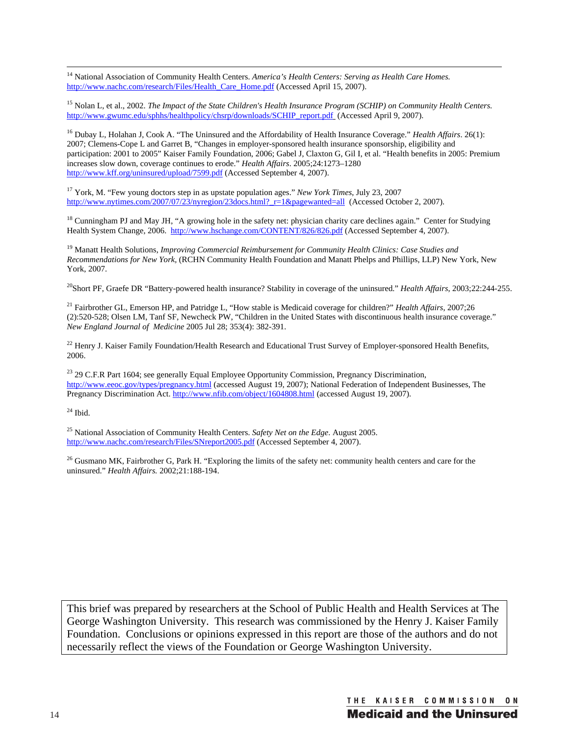[14] National Association of Community Health Centers. *America's Health Centers: Serving as Health Care Homes.* http://www.nachc.com/research/Files/Health_Care_Home.pdf (Accessed April 15, 2007).

[15] Nolan L, et al., 2002. *The Impact of the State Children's Health Insurance Program (SCHIP) on Community Health Centers.* http://www.gwumc.edu/sphhs/healthpolicy/chsrp/downloads/SCHIP_report.pdf (Accessed April 9, 2007).

[16] Dubay L, Holahan J, Cook A. "The Uninsured and the Affordability of Health Insurance Coverage." *Health Affairs*. 26(1): 2007; Clemens-Cope L and Garret B, "Changes in employer-sponsored health insurance sponsorship, eligibility and participation: 2001 to 2005" Kaiser Family Foundation, 2006; Gabel J, Claxton G, Gil I, et al. "Health benefits in 2005: Premium increases slow down, coverage continues to erode." *Health Affairs*. 2005;24:1273–1280 http://www.kff.org/uninsured/upload/7599.pdf (Accessed September 4, 2007).

[17] York, M. "Few young doctors step in as upstate population ages." *New York Times*, July 23, 2007 http://www.nytimes.com/2007/07/23/nyregion/23docs.html?_r=1&pagewanted=all (Accessed October 2, 2007).

[18] Cunningham PJ and May JH, "A growing hole in the safety net: physician charity care declines again." Center for Studying Health System Change, 2006. http://www.hschange.com/CONTENT/826/826.pdf (Accessed September 4, 2007).

[19] Manatt Health Solutions, *Improving Commercial Reimbursement for Community Health Clinics: Case Studies and Recommendations for New York*, (RCHN Community Health Foundation and Manatt Phelps and Phillips, LLP) New York, New York, 2007.

[20] Short PF, Graefe DR "Battery-powered health insurance? Stability in coverage of the uninsured." *Health Affairs*, 2003;22:244-255.

[21] Fairbrother GL, Emerson HP, and Patridge L, "How stable is Medicaid coverage for children?" *Health Affairs*, 2007;26 (2):520-528; Olsen LM, Tanf SF, Newcheck PW, "Children in the United States with discontinuous health insurance coverage." *New England Journal of Medicine* 2005 Jul 28; 353(4): 382-391.

[22] Henry J. Kaiser Family Foundation/Health Research and Educational Trust Survey of Employer-sponsored Health Benefits, 2006.

[23] 29 C.F.R Part 1604; see generally Equal Employee Opportunity Commission, Pregnancy Discrimination, http://www.eeoc.gov/types/pregnancy.html (accessed August 19, 2007); National Federation of Independent Businesses, The Pregnancy Discrimination Act. http://www.nfib.com/object/1604808.html (accessed August 19, 2007).

[24] Ibid.

[25] National Association of Community Health Centers. *Safety Net on the Edge*. August 2005. http://www.nachc.com/research/Files/SNreport2005.pdf (Accessed September 4, 2007).

[26] Gusmano MK, Fairbrother G, Park H. "Exploring the limits of the safety net: community health centers and care for the uninsured." *Health Affairs.* 2002;21:188-194.

This brief was prepared by researchers at the School of Public Health and Health Services at The George Washington University. This research was commissioned by the Henry J. Kaiser Family Foundation. Conclusions or opinions expressed in this report are those of the authors and do not necessarily reflect the views of the Foundation or George Washington University.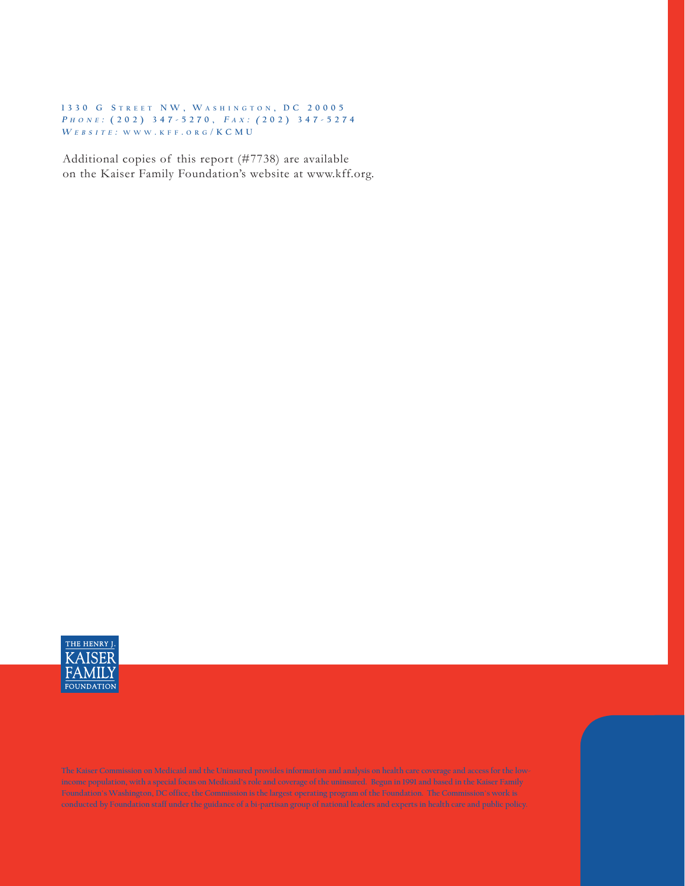1330 G Street NW, Washington, DC 20005
*Phone:* (202) 347-5270, *Fax:* (202) 347-5274
*Website:* www.kff.org/KCMU

Additional copies of this report (#7738) are available on the Kaiser Family Foundation's website at www.kff.org.

THE HENRY J. KAISER FAMILY FOUNDATION

The Kaiser Commission on Medicaid and the Uninsured provides information and analysis on health care coverage and access for the low-income population, with a special focus on Medicaid's role and coverage of the uninsured. Begun in 1991 and based in the Kaiser Family Foundation's Washington, DC office, the Commission is the largest operating program of the Foundation. The Commission's work is conducted by Foundation staff under the guidance of a bi-partisan group of national leaders and experts in health care and public policy.